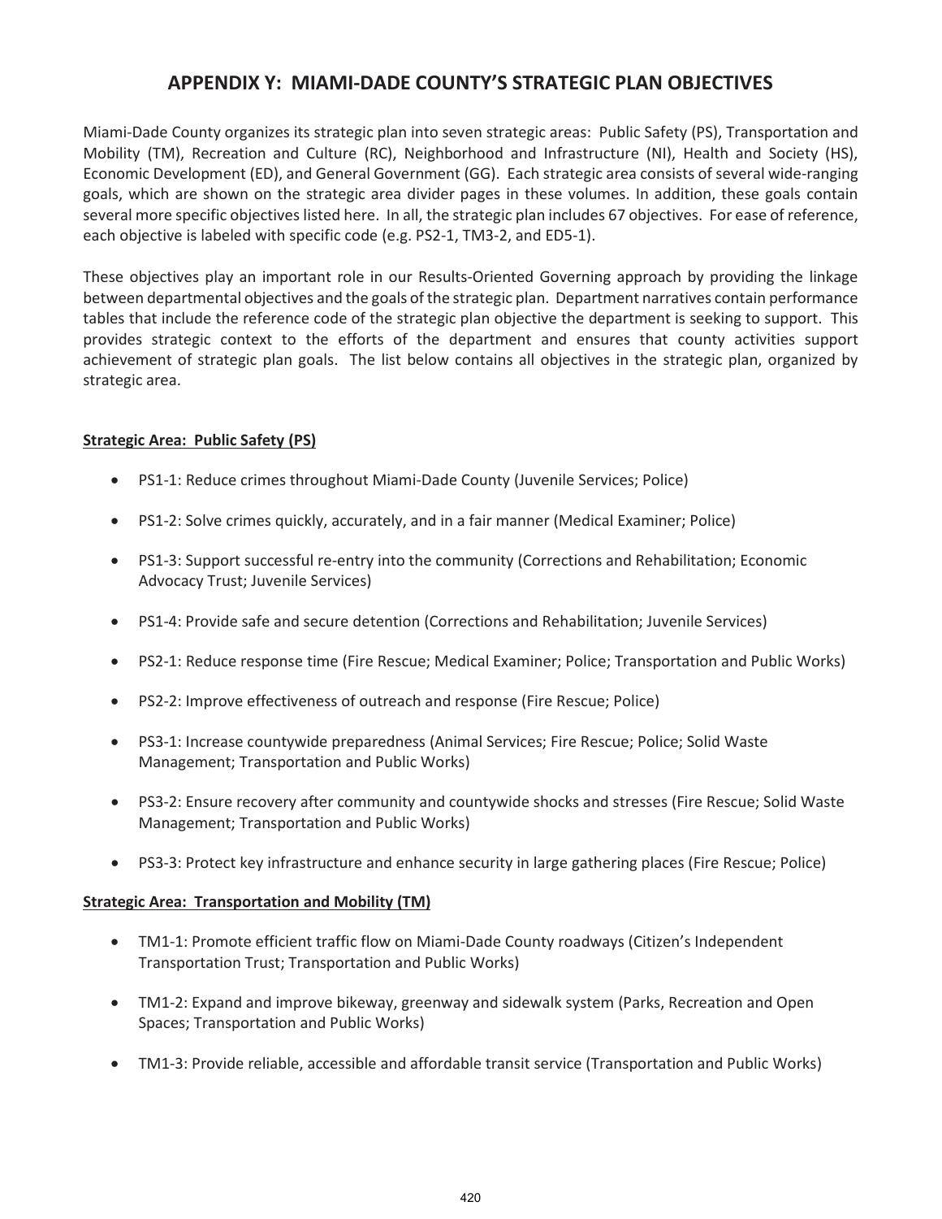# APPENDIX Y: MIAMI-DADE COUNTY'S STRATEGIC PLAN OBJECTIVES

Miami-Dade County organizes its strategic plan into seven strategic areas: Public Safety (PS), Transportation and Mobility (TM), Recreation and Culture (RC), Neighborhood and Infrastructure (NI), Health and Society (HS), Economic Development (ED), and General Government (GG). Each strategic area consists of several wide-ranging goals, which are shown on the strategic area divider pages in these volumes. In addition, these goals contain several more specific objectives listed here. In all, the strategic plan includes 67 objectives. For ease of reference, each objective is labeled with specific code (e.g. PS2-1, TM3-2, and ED5-1).

These objectives play an important role in our Results-Oriented Governing approach by providing the linkage between departmental objectives and the goals of the strategic plan. Department narratives contain performance tables that include the reference code of the strategic plan objective the department is seeking to support. This provides strategic context to the efforts of the department and ensures that county activities support achievement of strategic plan goals. The list below contains all objectives in the strategic plan, organized by strategic area.

**<u>Strategic Area: Public Safety (PS)</u>**

- PS1-1: Reduce crimes throughout Miami-Dade County (Juvenile Services; Police)
- PS1-2: Solve crimes quickly, accurately, and in a fair manner (Medical Examiner; Police)
- PS1-3: Support successful re-entry into the community (Corrections and Rehabilitation; Economic Advocacy Trust; Juvenile Services)
- PS1-4: Provide safe and secure detention (Corrections and Rehabilitation; Juvenile Services)
- PS2-1: Reduce response time (Fire Rescue; Medical Examiner; Police; Transportation and Public Works)
- PS2-2: Improve effectiveness of outreach and response (Fire Rescue; Police)
- PS3-1: Increase countywide preparedness (Animal Services; Fire Rescue; Police; Solid Waste Management; Transportation and Public Works)
- PS3-2: Ensure recovery after community and countywide shocks and stresses (Fire Rescue; Solid Waste Management; Transportation and Public Works)
- PS3-3: Protect key infrastructure and enhance security in large gathering places (Fire Rescue; Police)

**<u>Strategic Area: Transportation and Mobility (TM)</u>**

- TM1-1: Promote efficient traffic flow on Miami-Dade County roadways (Citizen's Independent Transportation Trust; Transportation and Public Works)
- TM1-2: Expand and improve bikeway, greenway and sidewalk system (Parks, Recreation and Open Spaces; Transportation and Public Works)
- TM1-3: Provide reliable, accessible and affordable transit service (Transportation and Public Works)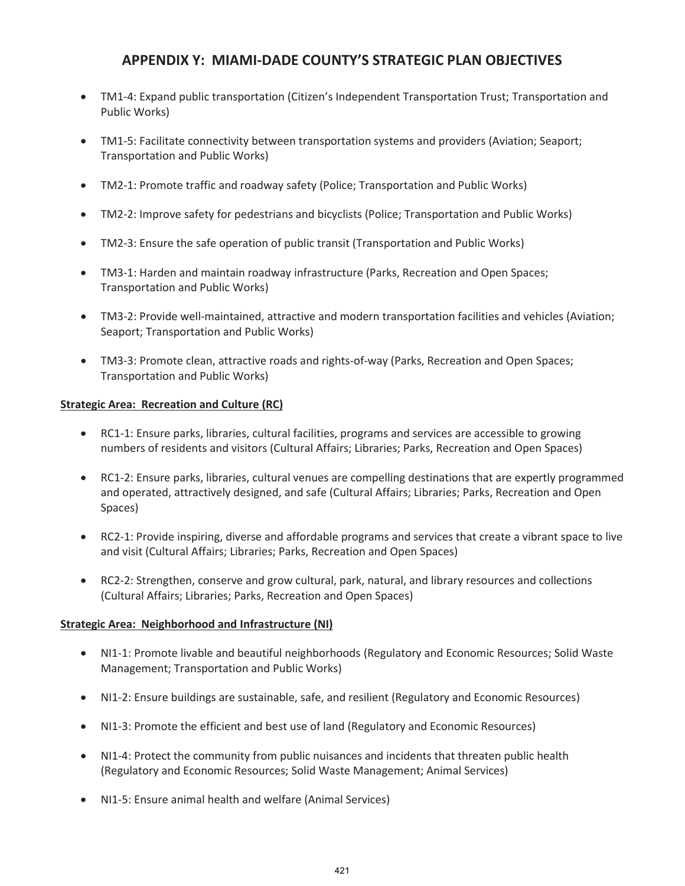# APPENDIX Y: MIAMI-DADE COUNTY'S STRATEGIC PLAN OBJECTIVES

- TM1-4: Expand public transportation (Citizen's Independent Transportation Trust; Transportation and Public Works)
- TM1-5: Facilitate connectivity between transportation systems and providers (Aviation; Seaport; Transportation and Public Works)
- TM2-1: Promote traffic and roadway safety (Police; Transportation and Public Works)
- TM2-2: Improve safety for pedestrians and bicyclists (Police; Transportation and Public Works)
- TM2-3: Ensure the safe operation of public transit (Transportation and Public Works)
- TM3-1: Harden and maintain roadway infrastructure (Parks, Recreation and Open Spaces; Transportation and Public Works)
- TM3-2: Provide well-maintained, attractive and modern transportation facilities and vehicles (Aviation; Seaport; Transportation and Public Works)
- TM3-3: Promote clean, attractive roads and rights-of-way (Parks, Recreation and Open Spaces; Transportation and Public Works)

**Strategic Area: Recreation and Culture (RC)**

- RC1-1: Ensure parks, libraries, cultural facilities, programs and services are accessible to growing numbers of residents and visitors (Cultural Affairs; Libraries; Parks, Recreation and Open Spaces)
- RC1-2: Ensure parks, libraries, cultural venues are compelling destinations that are expertly programmed and operated, attractively designed, and safe (Cultural Affairs; Libraries; Parks, Recreation and Open Spaces)
- RC2-1: Provide inspiring, diverse and affordable programs and services that create a vibrant space to live and visit (Cultural Affairs; Libraries; Parks, Recreation and Open Spaces)
- RC2-2: Strengthen, conserve and grow cultural, park, natural, and library resources and collections (Cultural Affairs; Libraries; Parks, Recreation and Open Spaces)

**Strategic Area: Neighborhood and Infrastructure (NI)**

- NI1-1: Promote livable and beautiful neighborhoods (Regulatory and Economic Resources; Solid Waste Management; Transportation and Public Works)
- NI1-2: Ensure buildings are sustainable, safe, and resilient (Regulatory and Economic Resources)
- NI1-3: Promote the efficient and best use of land (Regulatory and Economic Resources)
- NI1-4: Protect the community from public nuisances and incidents that threaten public health (Regulatory and Economic Resources; Solid Waste Management; Animal Services)
- NI1-5: Ensure animal health and welfare (Animal Services)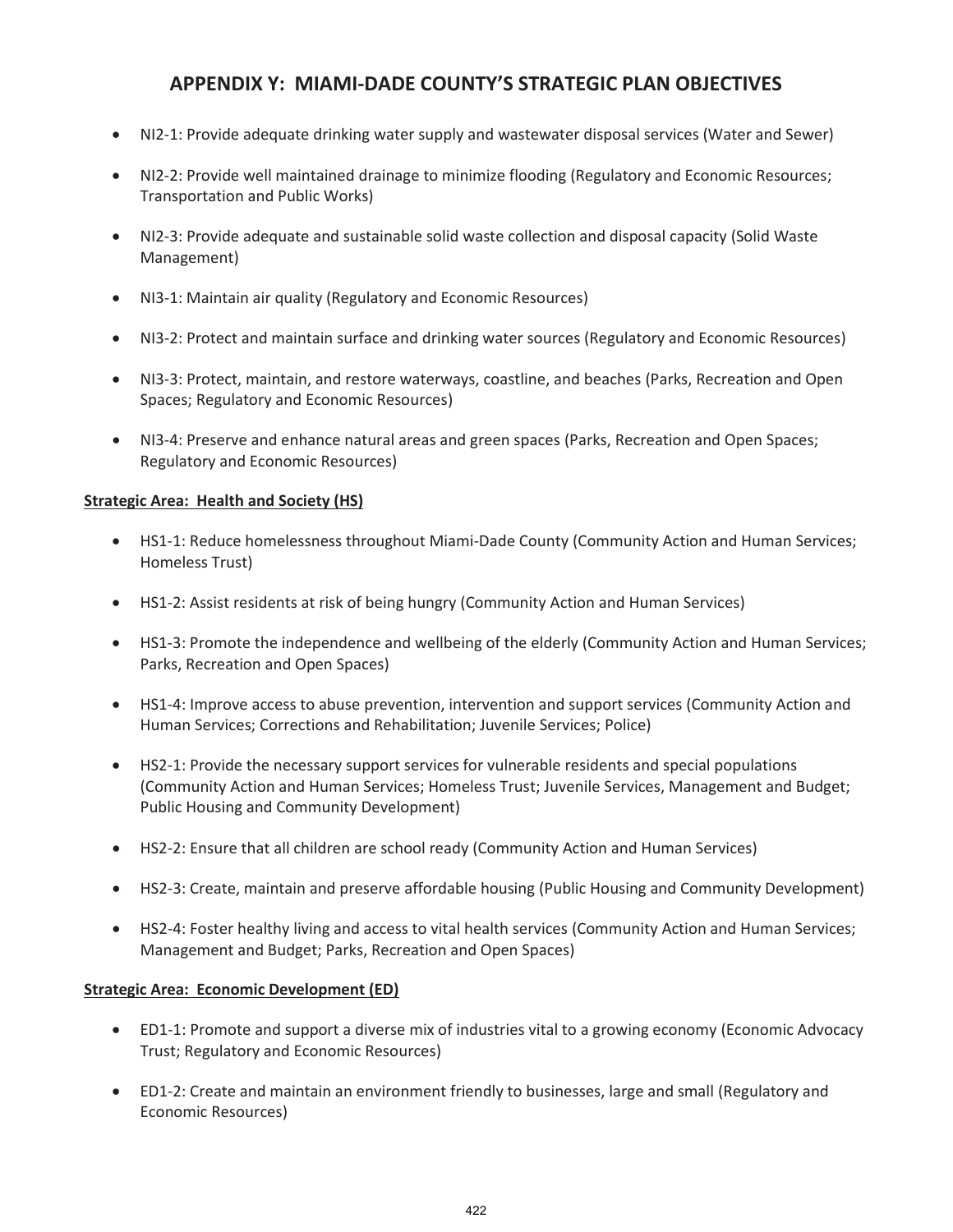# APPENDIX Y: MIAMI-DADE COUNTY'S STRATEGIC PLAN OBJECTIVES

- NI2-1: Provide adequate drinking water supply and wastewater disposal services (Water and Sewer)
- NI2-2: Provide well maintained drainage to minimize flooding (Regulatory and Economic Resources; Transportation and Public Works)
- NI2-3: Provide adequate and sustainable solid waste collection and disposal capacity (Solid Waste Management)
- NI3-1: Maintain air quality (Regulatory and Economic Resources)
- NI3-2: Protect and maintain surface and drinking water sources (Regulatory and Economic Resources)
- NI3-3: Protect, maintain, and restore waterways, coastline, and beaches (Parks, Recreation and Open Spaces; Regulatory and Economic Resources)
- NI3-4: Preserve and enhance natural areas and green spaces (Parks, Recreation and Open Spaces; Regulatory and Economic Resources)

**Strategic Area: Health and Society (HS)**

- HS1-1: Reduce homelessness throughout Miami-Dade County (Community Action and Human Services; Homeless Trust)
- HS1-2: Assist residents at risk of being hungry (Community Action and Human Services)
- HS1-3: Promote the independence and wellbeing of the elderly (Community Action and Human Services; Parks, Recreation and Open Spaces)
- HS1-4: Improve access to abuse prevention, intervention and support services (Community Action and Human Services; Corrections and Rehabilitation; Juvenile Services; Police)
- HS2-1: Provide the necessary support services for vulnerable residents and special populations (Community Action and Human Services; Homeless Trust; Juvenile Services, Management and Budget; Public Housing and Community Development)
- HS2-2: Ensure that all children are school ready (Community Action and Human Services)
- HS2-3: Create, maintain and preserve affordable housing (Public Housing and Community Development)
- HS2-4: Foster healthy living and access to vital health services (Community Action and Human Services; Management and Budget; Parks, Recreation and Open Spaces)

**Strategic Area: Economic Development (ED)**

- ED1-1: Promote and support a diverse mix of industries vital to a growing economy (Economic Advocacy Trust; Regulatory and Economic Resources)
- ED1-2: Create and maintain an environment friendly to businesses, large and small (Regulatory and Economic Resources)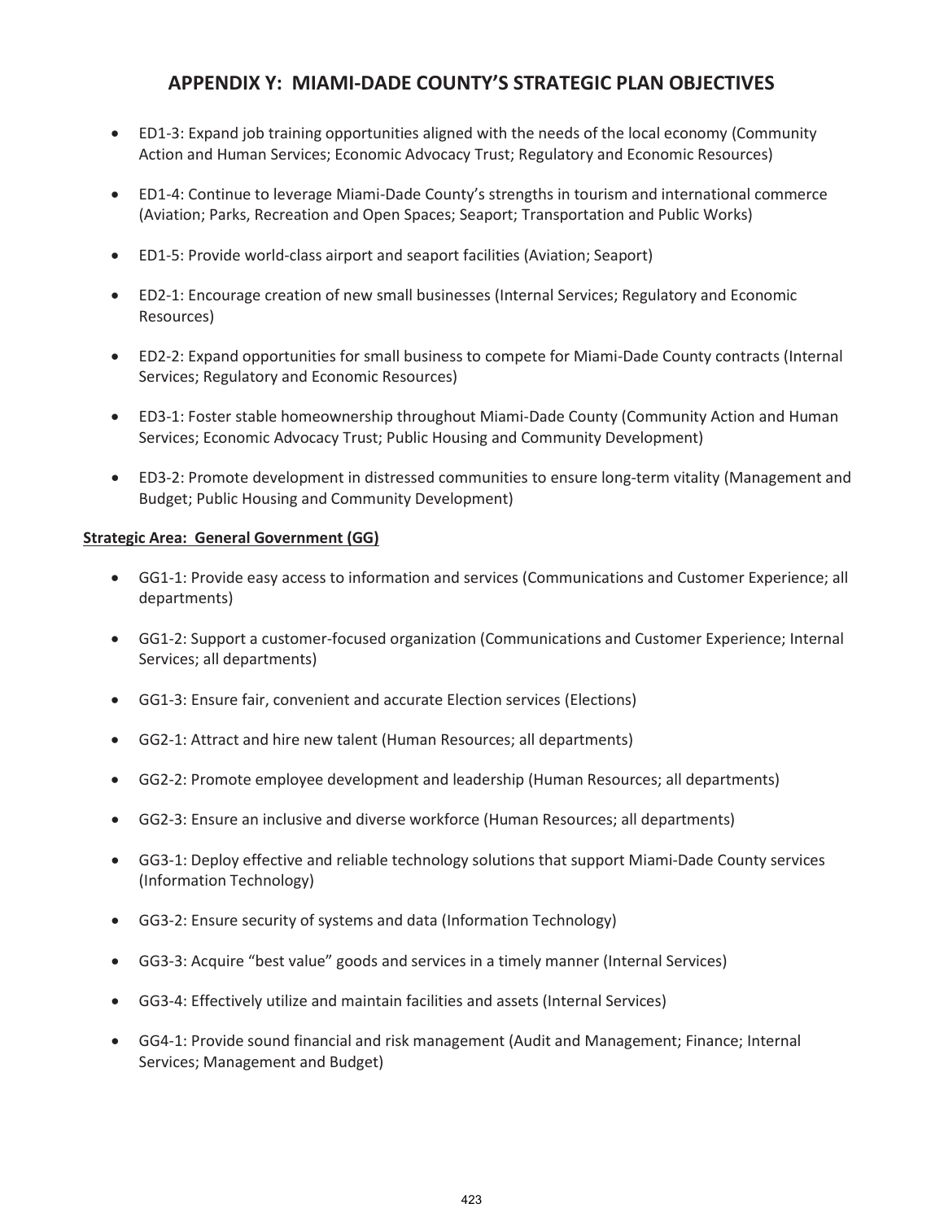# APPENDIX Y: MIAMI-DADE COUNTY'S STRATEGIC PLAN OBJECTIVES

- ED1-3: Expand job training opportunities aligned with the needs of the local economy (Community Action and Human Services; Economic Advocacy Trust; Regulatory and Economic Resources)
- ED1-4: Continue to leverage Miami-Dade County's strengths in tourism and international commerce (Aviation; Parks, Recreation and Open Spaces; Seaport; Transportation and Public Works)
- ED1-5: Provide world-class airport and seaport facilities (Aviation; Seaport)
- ED2-1: Encourage creation of new small businesses (Internal Services; Regulatory and Economic Resources)
- ED2-2: Expand opportunities for small business to compete for Miami-Dade County contracts (Internal Services; Regulatory and Economic Resources)
- ED3-1: Foster stable homeownership throughout Miami-Dade County (Community Action and Human Services; Economic Advocacy Trust; Public Housing and Community Development)
- ED3-2: Promote development in distressed communities to ensure long-term vitality (Management and Budget; Public Housing and Community Development)

**Strategic Area: General Government (GG)**

- GG1-1: Provide easy access to information and services (Communications and Customer Experience; all departments)
- GG1-2: Support a customer-focused organization (Communications and Customer Experience; Internal Services; all departments)
- GG1-3: Ensure fair, convenient and accurate Election services (Elections)
- GG2-1: Attract and hire new talent (Human Resources; all departments)
- GG2-2: Promote employee development and leadership (Human Resources; all departments)
- GG2-3: Ensure an inclusive and diverse workforce (Human Resources; all departments)
- GG3-1: Deploy effective and reliable technology solutions that support Miami-Dade County services (Information Technology)
- GG3-2: Ensure security of systems and data (Information Technology)
- GG3-3: Acquire "best value" goods and services in a timely manner (Internal Services)
- GG3-4: Effectively utilize and maintain facilities and assets (Internal Services)
- GG4-1: Provide sound financial and risk management (Audit and Management; Finance; Internal Services; Management and Budget)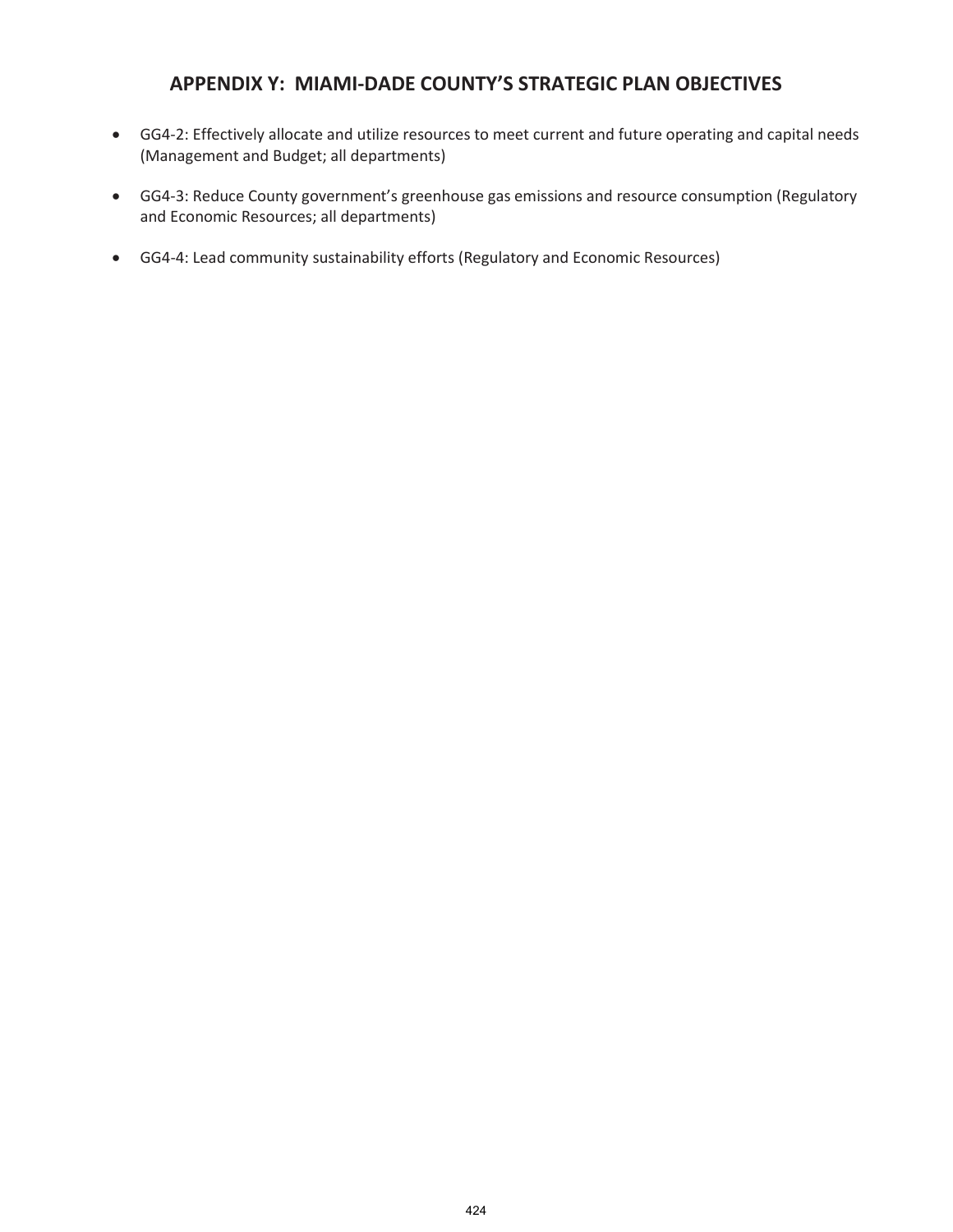## APPENDIX Y: MIAMI-DADE COUNTY'S STRATEGIC PLAN OBJECTIVES

- GG4-2: Effectively allocate and utilize resources to meet current and future operating and capital needs (Management and Budget; all departments)
- GG4-3: Reduce County government's greenhouse gas emissions and resource consumption (Regulatory and Economic Resources; all departments)
- GG4-4: Lead community sustainability efforts (Regulatory and Economic Resources)